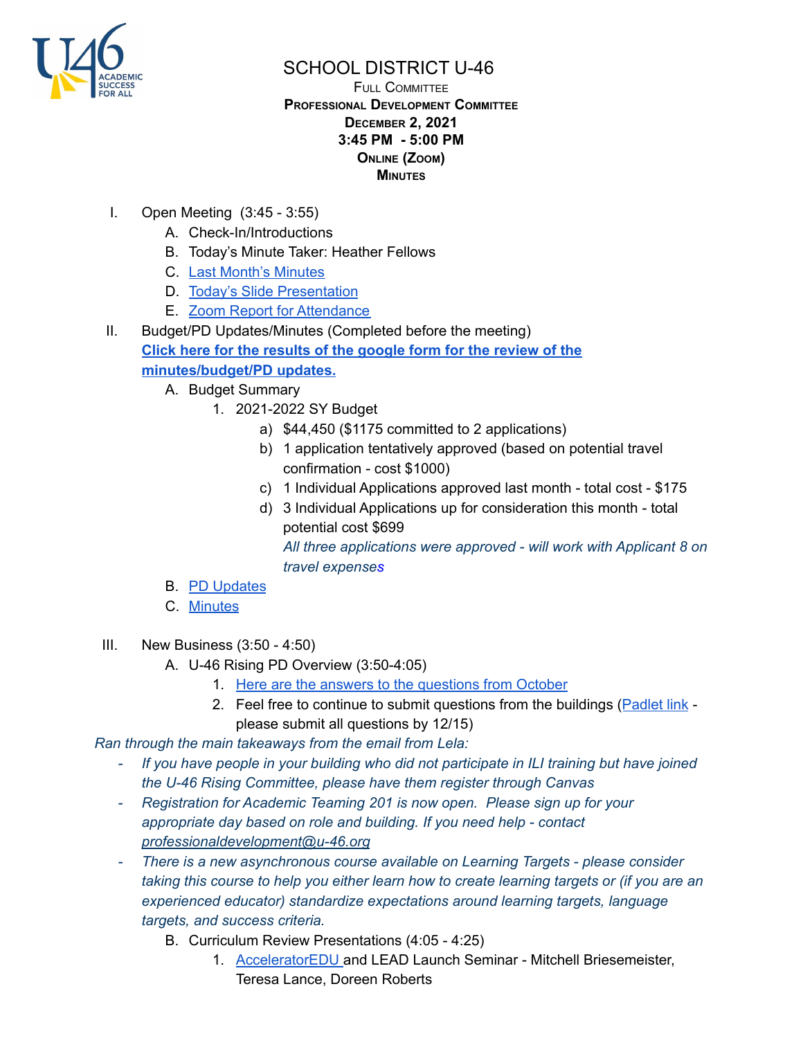# SCHOOL DISTRICT U-46

**FULL COMMITTEE**
**PROFESSIONAL DEVELOPMENT COMMITTEE**
**DECEMBER 2, 2021**
**3:45 PM - 5:00 PM**
**ONLINE (ZOOM)**
**MINUTES**

I. Open Meeting (3:45 - 3:55)
   A. Check-In/Introductions
   B. Today's Minute Taker: Heather Fellows
   C. Last Month's Minutes
   D. Today's Slide Presentation
   E. Zoom Report for Attendance

II. Budget/PD Updates/Minutes (Completed before the meeting)
   **Click here for the results of the google form for the review of the minutes/budget/PD updates.**
   A. Budget Summary
      1. 2021-2022 SY Budget
         a) $44,450 ($1175 committed to 2 applications)
         b) 1 application tentatively approved (based on potential travel confirmation - cost $1000)
         c) 1 Individual Applications approved last month - total cost - $175
         d) 3 Individual Applications up for consideration this month - total potential cost $699
            *All three applications were approved - will work with Applicant 8 on travel expenses*
   B. PD Updates
   C. Minutes

III. New Business (3:50 - 4:50)
   A. U-46 Rising PD Overview (3:50-4:05)
      1. Here are the answers to the questions from October
      2. Feel free to continue to submit questions from the buildings (Padlet link - please submit all questions by 12/15)

*Ran through the main takeaways from the email from Lela:*

- *If you have people in your building who did not participate in ILI training but have joined the U-46 Rising Committee, please have them register through Canvas*
- *Registration for Academic Teaming 201 is now open. Please sign up for your appropriate day based on role and building. If you need help - contact professionaldevelopment@u-46.org*
- *There is a new asynchronous course available on Learning Targets - please consider taking this course to help you either learn how to create learning targets or (if you are an experienced educator) standardize expectations around learning targets, language targets, and success criteria.*

   B. Curriculum Review Presentations (4:05 - 4:25)
      1. AcceleratorEDU and LEAD Launch Seminar - Mitchell Briesemeister, Teresa Lance, Doreen Roberts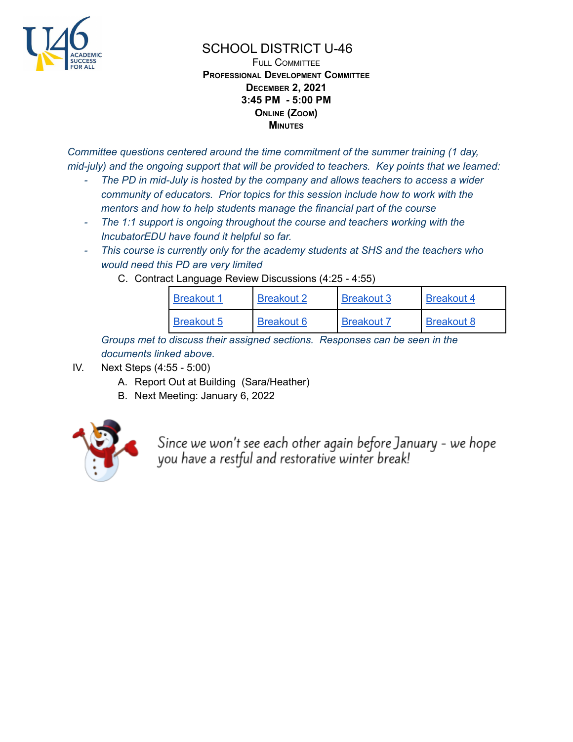# SCHOOL DISTRICT U-46

**FULL COMMITTEE**
**PROFESSIONAL DEVELOPMENT COMMITTEE**
**DECEMBER 2, 2021**
**3:45 PM - 5:00 PM**
**ONLINE (ZOOM)**
**MINUTES**

*Committee questions centered around the time commitment of the summer training (1 day, mid-july) and the ongoing support that will be provided to teachers. Key points that we learned:*

- *The PD in mid-July is hosted by the company and allows teachers to access a wider community of educators. Prior topics for this session include how to work with the mentors and how to help students manage the financial part of the course*
- *The 1:1 support is ongoing throughout the course and teachers working with the IncubatorEDU have found it helpful so far.*
- *This course is currently only for the academy students at SHS and the teachers who would need this PD are very limited*

C. Contract Language Review Discussions (4:25 - 4:55)

| | | | |
|---|---|---|---|
| Breakout 1 | Breakout 2 | Breakout 3 | Breakout 4 |
| Breakout 5 | Breakout 6 | Breakout 7 | Breakout 8 |

*Groups met to discuss their assigned sections. Responses can be seen in the documents linked above.*

IV. Next Steps (4:55 - 5:00)

A. Report Out at Building (Sara/Heather)

B. Next Meeting: January 6, 2022

Since we won't see each other again before January - we hope you have a restful and restorative winter break!